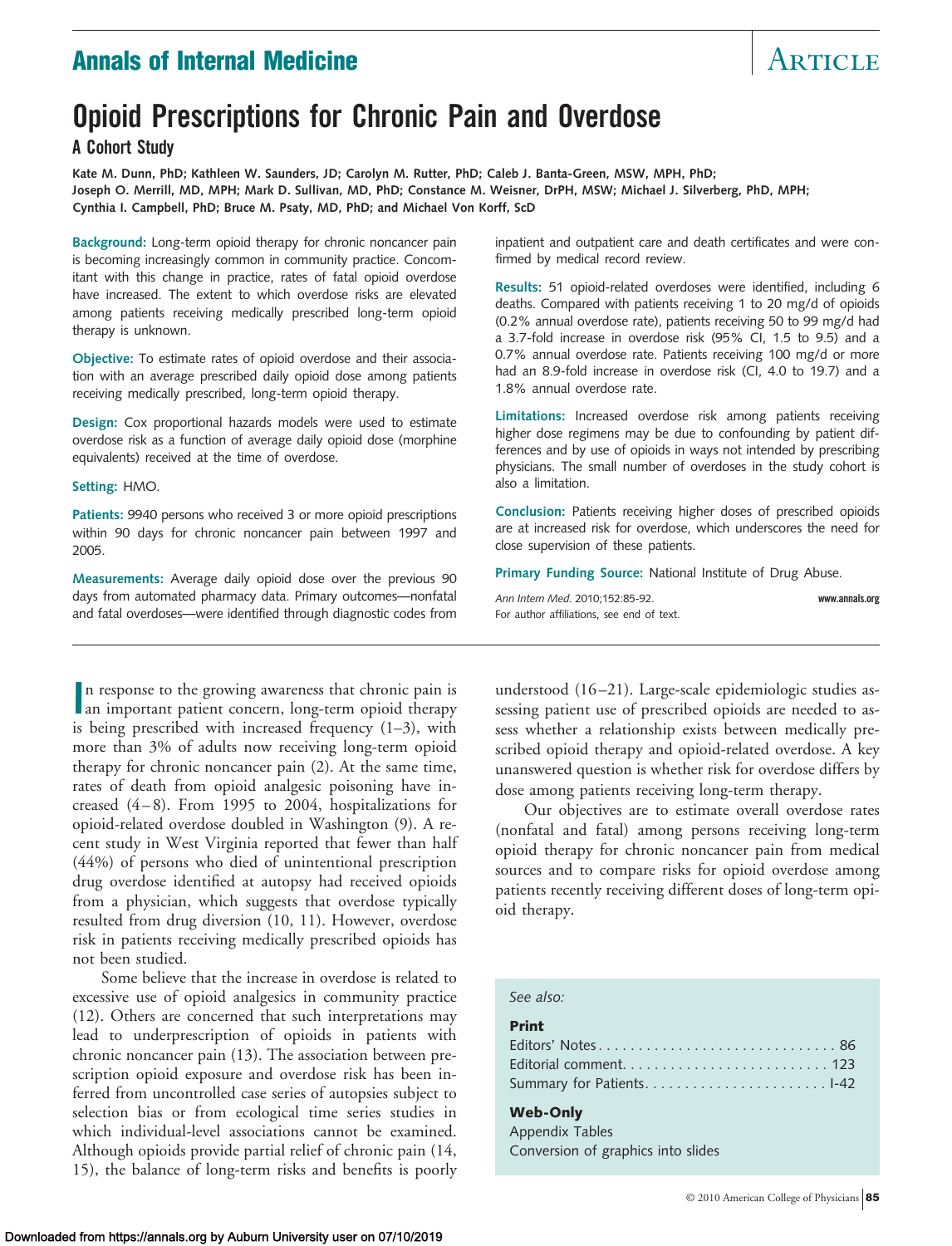# Opioid Prescriptions for Chronic Pain and Overdose

## A Cohort Study

**Kate M. Dunn, PhD; Kathleen W. Saunders, JD; Carolyn M. Rutter, PhD; Caleb J. Banta-Green, MSW, MPH, PhD; Joseph O. Merrill, MD, MPH; Mark D. Sullivan, MD, PhD; Constance M. Weisner, DrPH, MSW; Michael J. Silverberg, PhD, MPH; Cynthia I. Campbell, PhD; Bruce M. Psaty, MD, PhD; and Michael Von Korff, ScD**

**Background:** Long-term opioid therapy for chronic noncancer pain is becoming increasingly common in community practice. Concomitant with this change in practice, rates of fatal opioid overdose have increased. The extent to which overdose risks are elevated among patients receiving medically prescribed long-term opioid therapy is unknown.

**Objective:** To estimate rates of opioid overdose and their association with an average prescribed daily opioid dose among patients receiving medically prescribed, long-term opioid therapy.

**Design:** Cox proportional hazards models were used to estimate overdose risk as a function of average daily opioid dose (morphine equivalents) received at the time of overdose.

**Setting:** HMO.

**Patients:** 9940 persons who received 3 or more opioid prescriptions within 90 days for chronic noncancer pain between 1997 and 2005.

**Measurements:** Average daily opioid dose over the previous 90 days from automated pharmacy data. Primary outcomes—nonfatal and fatal overdoses—were identified through diagnostic codes from inpatient and outpatient care and death certificates and were confirmed by medical record review.

**Results:** 51 opioid-related overdoses were identified, including 6 deaths. Compared with patients receiving 1 to 20 mg/d of opioids (0.2% annual overdose rate), patients receiving 50 to 99 mg/d had a 3.7-fold increase in overdose risk (95% CI, 1.5 to 9.5) and a 0.7% annual overdose rate. Patients receiving 100 mg/d or more had an 8.9-fold increase in overdose risk (CI, 4.0 to 19.7) and a 1.8% annual overdose rate.

**Limitations:** Increased overdose risk among patients receiving higher dose regimens may be due to confounding by patient differences and by use of opioids in ways not intended by prescribing physicians. The small number of overdoses in the study cohort is also a limitation.

**Conclusion:** Patients receiving higher doses of prescribed opioids are at increased risk for overdose, which underscores the need for close supervision of these patients.

**Primary Funding Source:** National Institute of Drug Abuse.

*Ann Intern Med.* 2010;152:85-92. www.annals.org
For author affiliations, see end of text.

In response to the growing awareness that chronic pain is an important patient concern, long-term opioid therapy is being prescribed with increased frequency (1–3), with more than 3% of adults now receiving long-term opioid therapy for chronic noncancer pain (2). At the same time, rates of death from opioid analgesic poisoning have increased (4–8). From 1995 to 2004, hospitalizations for opioid-related overdose doubled in Washington (9). A recent study in West Virginia reported that fewer than half (44%) of persons who died of unintentional prescription drug overdose identified at autopsy had received opioids from a physician, which suggests that overdose typically resulted from drug diversion (10, 11). However, overdose risk in patients receiving medically prescribed opioids has not been studied.

Some believe that the increase in overdose is related to excessive use of opioid analgesics in community practice (12). Others are concerned that such interpretations may lead to underprescription of opioids in patients with chronic noncancer pain (13). The association between prescription opioid exposure and overdose risk has been inferred from uncontrolled case series of autopsies subject to selection bias or from ecological time series studies in which individual-level associations cannot be examined. Although opioids provide partial relief of chronic pain (14, 15), the balance of long-term risks and benefits is poorly understood (16–21). Large-scale epidemiologic studies assessing patient use of prescribed opioids are needed to assess whether a relationship exists between medically prescribed opioid therapy and opioid-related overdose. A key unanswered question is whether risk for overdose differs by dose among patients receiving long-term therapy.

Our objectives are to estimate overall overdose rates (nonfatal and fatal) among persons receiving long-term opioid therapy for chronic noncancer pain from medical sources and to compare risks for opioid overdose among patients recently receiving different doses of long-term opioid therapy.

*See also:*

**Print**
Editors' Notes . . . . . 86
Editorial comment. . . . . 123
Summary for Patients. . . . . I-42

**Web-Only**
Appendix Tables
Conversion of graphics into slides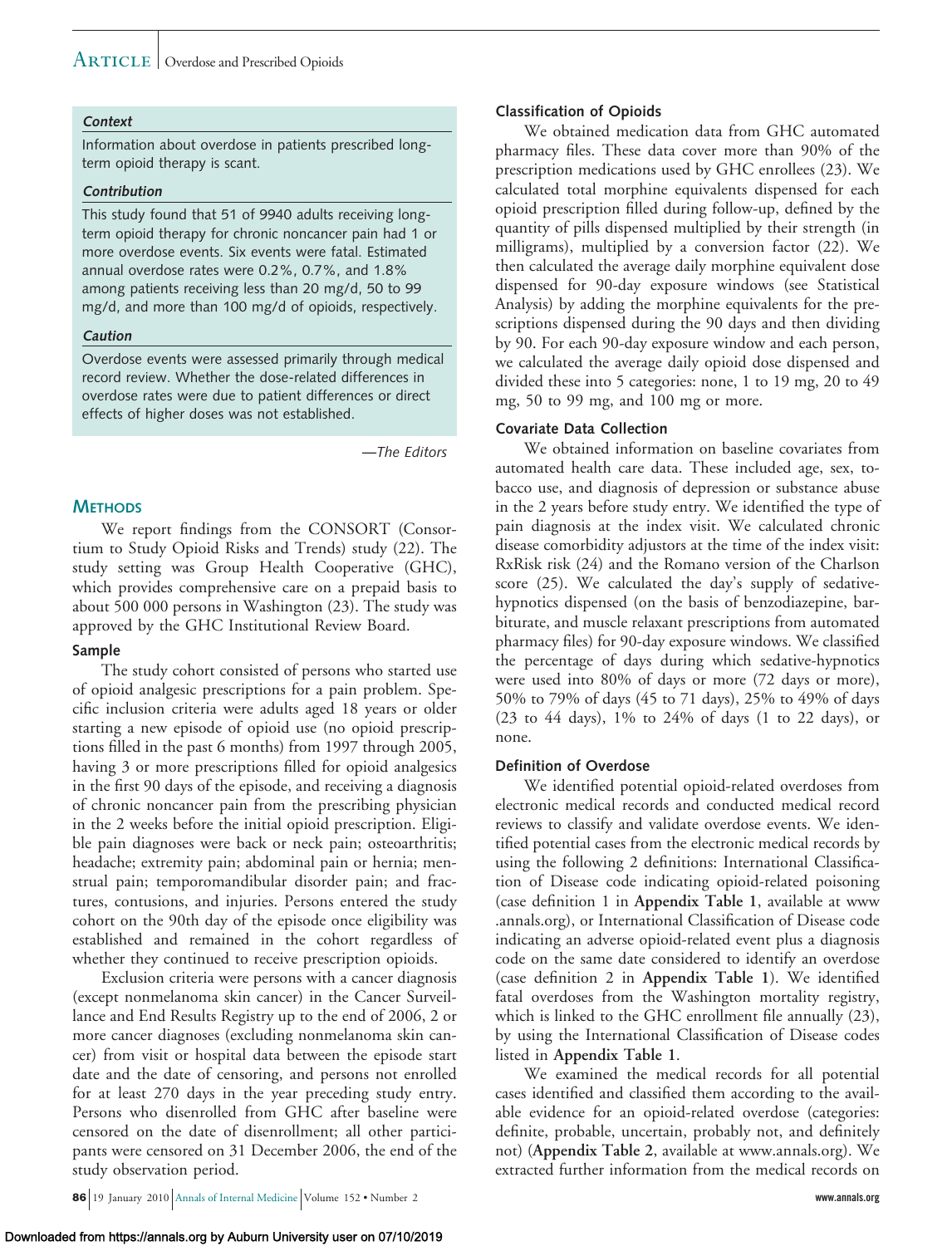**Context**

Information about overdose in patients prescribed long-term opioid therapy is scant.

**Contribution**

This study found that 51 of 9940 adults receiving long-term opioid therapy for chronic noncancer pain had 1 or more overdose events. Six events were fatal. Estimated annual overdose rates were 0.2%, 0.7%, and 1.8% among patients receiving less than 20 mg/d, 50 to 99 mg/d, and more than 100 mg/d of opioids, respectively.

**Caution**

Overdose events were assessed primarily through medical record review. Whether the dose-related differences in overdose rates were due to patient differences or direct effects of higher doses was not established.

*—The Editors*

## METHODS

We report findings from the CONSORT (Consortium to Study Opioid Risks and Trends) study (22). The study setting was Group Health Cooperative (GHC), which provides comprehensive care on a prepaid basis to about 500 000 persons in Washington (23). The study was approved by the GHC Institutional Review Board.

### Sample

The study cohort consisted of persons who started use of opioid analgesic prescriptions for a pain problem. Specific inclusion criteria were adults aged 18 years or older starting a new episode of opioid use (no opioid prescriptions filled in the past 6 months) from 1997 through 2005, having 3 or more prescriptions filled for opioid analgesics in the first 90 days of the episode, and receiving a diagnosis of chronic noncancer pain from the prescribing physician in the 2 weeks before the initial opioid prescription. Eligible pain diagnoses were back or neck pain; osteoarthritis; headache; extremity pain; abdominal pain or hernia; menstrual pain; temporomandibular disorder pain; and fractures, contusions, and injuries. Persons entered the study cohort on the 90th day of the episode once eligibility was established and remained in the cohort regardless of whether they continued to receive prescription opioids.

Exclusion criteria were persons with a cancer diagnosis (except nonmelanoma skin cancer) in the Cancer Surveillance and End Results Registry up to the end of 2006, 2 or more cancer diagnoses (excluding nonmelanoma skin cancer) from visit or hospital data between the episode start date and the date of censoring, and persons not enrolled for at least 270 days in the year preceding study entry. Persons who disenrolled from GHC after baseline were censored on the date of disenrollment; all other participants were censored on 31 December 2006, the end of the study observation period.

### Classification of Opioids

We obtained medication data from GHC automated pharmacy files. These data cover more than 90% of the prescription medications used by GHC enrollees (23). We calculated total morphine equivalents dispensed for each opioid prescription filled during follow-up, defined by the quantity of pills dispensed multiplied by their strength (in milligrams), multiplied by a conversion factor (22). We then calculated the average daily morphine equivalent dose dispensed for 90-day exposure windows (see Statistical Analysis) by adding the morphine equivalents for the prescriptions dispensed during the 90 days and then dividing by 90. For each 90-day exposure window and each person, we calculated the average daily opioid dose dispensed and divided these into 5 categories: none, 1 to 19 mg, 20 to 49 mg, 50 to 99 mg, and 100 mg or more.

### Covariate Data Collection

We obtained information on baseline covariates from automated health care data. These included age, sex, tobacco use, and diagnosis of depression or substance abuse in the 2 years before study entry. We identified the type of pain diagnosis at the index visit. We calculated chronic disease comorbidity adjustors at the time of the index visit: RxRisk risk (24) and the Romano version of the Charlson score (25). We calculated the day's supply of sedative-hypnotics dispensed (on the basis of benzodiazepine, barbiturate, and muscle relaxant prescriptions from automated pharmacy files) for 90-day exposure windows. We classified the percentage of days during which sedative-hypnotics were used into 80% of days or more (72 days or more), 50% to 79% of days (45 to 71 days), 25% to 49% of days (23 to 44 days), 1% to 24% of days (1 to 22 days), or none.

### Definition of Overdose

We identified potential opioid-related overdoses from electronic medical records and conducted medical record reviews to classify and validate overdose events. We identified potential cases from the electronic medical records by using the following 2 definitions: International Classification of Disease code indicating opioid-related poisoning (case definition 1 in **Appendix Table 1**, available at www.annals.org), or International Classification of Disease code indicating an adverse opioid-related event plus a diagnosis code on the same date considered to identify an overdose (case definition 2 in **Appendix Table 1**). We identified fatal overdoses from the Washington mortality registry, which is linked to the GHC enrollment file annually (23), by using the International Classification of Disease codes listed in **Appendix Table 1**.

We examined the medical records for all potential cases identified and classified them according to the available evidence for an opioid-related overdose (categories: definite, probable, uncertain, probably not, and definitely not) (**Appendix Table 2**, available at www.annals.org). We extracted further information from the medical records on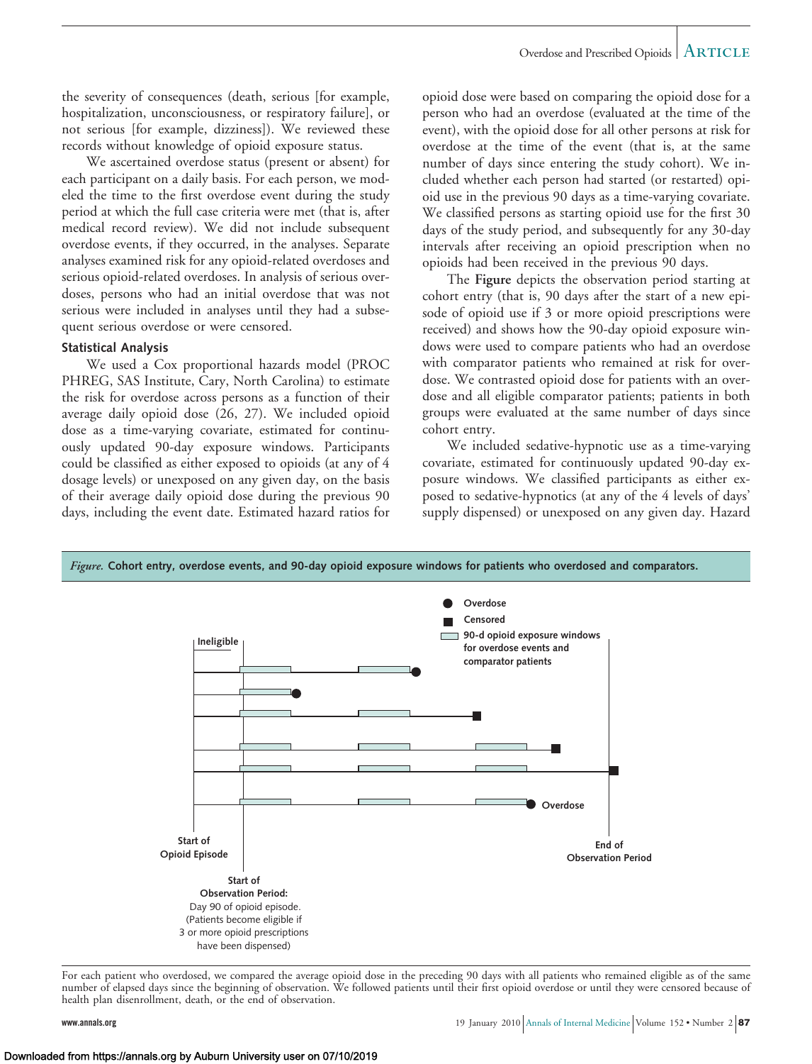the severity of consequences (death, serious [for example, hospitalization, unconsciousness, or respiratory failure], or not serious [for example, dizziness]). We reviewed these records without knowledge of opioid exposure status.

We ascertained overdose status (present or absent) for each participant on a daily basis. For each person, we modeled the time to the first overdose event during the study period at which the full case criteria were met (that is, after medical record review). We did not include subsequent overdose events, if they occurred, in the analyses. Separate analyses examined risk for any opioid-related overdoses and serious opioid-related overdoses. In analysis of serious overdoses, persons who had an initial overdose that was not serious were included in analyses until they had a subsequent serious overdose or were censored.

### Statistical Analysis

We used a Cox proportional hazards model (PROC PHREG, SAS Institute, Cary, North Carolina) to estimate the risk for overdose across persons as a function of their average daily opioid dose (26, 27). We included opioid dose as a time-varying covariate, estimated for continuously updated 90-day exposure windows. Participants could be classified as either exposed to opioids (at any of 4 dosage levels) or unexposed on any given day, on the basis of their average daily opioid dose during the previous 90 days, including the event date. Estimated hazard ratios for opioid dose were based on comparing the opioid dose for a person who had an overdose (evaluated at the time of the event), with the opioid dose for all other persons at risk for overdose at the time of the event (that is, at the same number of days since entering the study cohort). We included whether each person had started (or restarted) opioid use in the previous 90 days as a time-varying covariate. We classified persons as starting opioid use for the first 30 days of the study period, and subsequently for any 30-day intervals after receiving an opioid prescription when no opioids had been received in the previous 90 days.

The **Figure** depicts the observation period starting at cohort entry (that is, 90 days after the start of a new episode of opioid use if 3 or more opioid prescriptions were received) and shows how the 90-day opioid exposure windows were used to compare patients who had an overdose with comparator patients who remained at risk for overdose. We contrasted opioid dose for patients with an overdose and all eligible comparator patients; patients in both groups were evaluated at the same number of days since cohort entry.

We included sedative-hypnotic use as a time-varying covariate, estimated for continuously updated 90-day exposure windows. We classified participants as either exposed to sedative-hypnotics (at any of the 4 levels of days' supply dispensed) or unexposed on any given day. Hazard

*Figure.* **Cohort entry, overdose events, and 90-day opioid exposure windows for patients who overdosed and comparators.**

For each patient who overdosed, we compared the average opioid dose in the preceding 90 days with all patients who remained eligible as of the same number of elapsed days since the beginning of observation. We followed patients until their first opioid overdose or until they were censored because of health plan disenrollment, death, or the end of observation.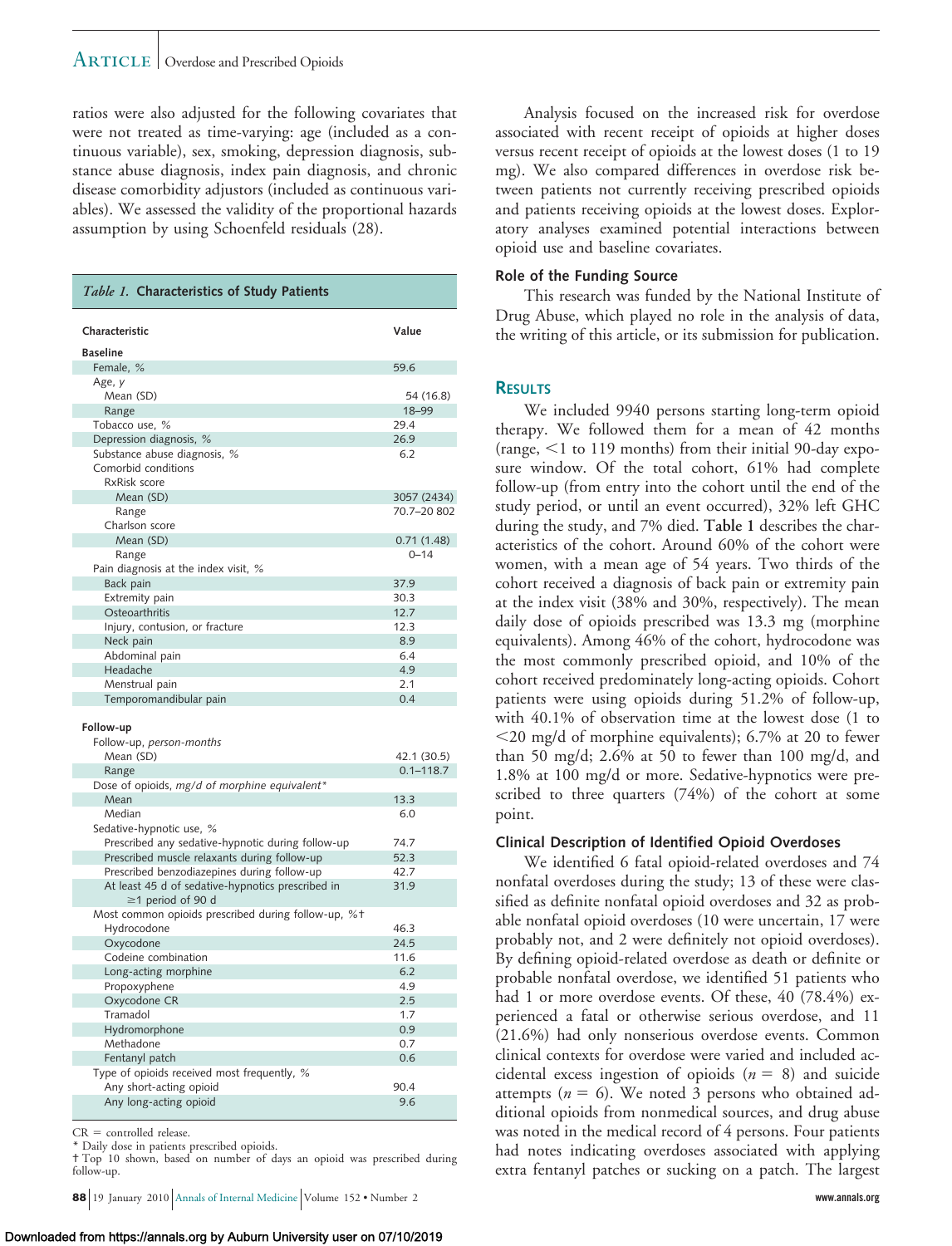ratios were also adjusted for the following covariates that were not treated as time-varying: age (included as a continuous variable), sex, smoking, depression diagnosis, substance abuse diagnosis, index pain diagnosis, and chronic disease comorbidity adjustors (included as continuous variables). We assessed the validity of the proportional hazards assumption by using Schoenfeld residuals (28).

*Table 1.* **Characteristics of Study Patients**

| Characteristic | Value |
|---|---|
| **Baseline** | |
| Female, % | 59.6 |
| Age, *y* | |
| Mean (SD) | 54 (16.8) |
| Range | 18–99 |
| Tobacco use, % | 29.4 |
| Depression diagnosis, % | 26.9 |
| Substance abuse diagnosis, % | 6.2 |
| Comorbid conditions | |
| RxRisk score | |
| Mean (SD) | 3057 (2434) |
| Range | 70.7–20 802 |
| Charlson score | |
| Mean (SD) | 0.71 (1.48) |
| Range | 0–14 |
| Pain diagnosis at the index visit, % | |
| Back pain | 37.9 |
| Extremity pain | 30.3 |
| Osteoarthritis | 12.7 |
| Injury, contusion, or fracture | 12.3 |
| Neck pain | 8.9 |
| Abdominal pain | 6.4 |
| Headache | 4.9 |
| Menstrual pain | 2.1 |
| Temporomandibular pain | 0.4 |
| **Follow-up** | |
| Follow-up, *person-months* | |
| Mean (SD) | 42.1 (30.5) |
| Range | 0.1–118.7 |
| Dose of opioids, *mg/d of morphine equivalent\** | |
| Mean | 13.3 |
| Median | 6.0 |
| Sedative-hypnotic use, % | |
| Prescribed any sedative-hypnotic during follow-up | 74.7 |
| Prescribed muscle relaxants during follow-up | 52.3 |
| Prescribed benzodiazepines during follow-up | 42.7 |
| At least 45 d of sedative-hypnotics prescribed in ≥1 period of 90 d | 31.9 |
| Most common opioids prescribed during follow-up, %† | |
| Hydrocodone | 46.3 |
| Oxycodone | 24.5 |
| Codeine combination | 11.6 |
| Long-acting morphine | 6.2 |
| Propoxyphene | 4.9 |
| Oxycodone CR | 2.5 |
| Tramadol | 1.7 |
| Hydromorphone | 0.9 |
| Methadone | 0.7 |
| Fentanyl patch | 0.6 |
| Type of opioids received most frequently, % | |
| Any short-acting opioid | 90.4 |
| Any long-acting opioid | 9.6 |

CR = controlled release.
\* Daily dose in patients prescribed opioids.
† Top 10 shown, based on number of days an opioid was prescribed during follow-up.

Analysis focused on the increased risk for overdose associated with recent receipt of opioids at higher doses versus recent receipt of opioids at the lowest doses (1 to 19 mg). We also compared differences in overdose risk between patients not currently receiving prescribed opioids and patients receiving opioids at the lowest doses. Exploratory analyses examined potential interactions between opioid use and baseline covariates.

### Role of the Funding Source

This research was funded by the National Institute of Drug Abuse, which played no role in the analysis of data, the writing of this article, or its submission for publication.

## Results

We included 9940 persons starting long-term opioid therapy. We followed them for a mean of 42 months (range, <1 to 119 months) from their initial 90-day exposure window. Of the total cohort, 61% had complete follow-up (from entry into the cohort until the end of the study period, or until an event occurred), 32% left GHC during the study, and 7% died. **Table 1** describes the characteristics of the cohort. Around 60% of the cohort were women, with a mean age of 54 years. Two thirds of the cohort received a diagnosis of back pain or extremity pain at the index visit (38% and 30%, respectively). The mean daily dose of opioids prescribed was 13.3 mg (morphine equivalents). Among 46% of the cohort, hydrocodone was the most commonly prescribed opioid, and 10% of the cohort received predominately long-acting opioids. Cohort patients were using opioids during 51.2% of follow-up, with 40.1% of observation time at the lowest dose (1 to <20 mg/d of morphine equivalents); 6.7% at 20 to fewer than 50 mg/d; 2.6% at 50 to fewer than 100 mg/d, and 1.8% at 100 mg/d or more. Sedative-hypnotics were prescribed to three quarters (74%) of the cohort at some point.

### Clinical Description of Identified Opioid Overdoses

We identified 6 fatal opioid-related overdoses and 74 nonfatal overdoses during the study; 13 of these were classified as definite nonfatal opioid overdoses and 32 as probable nonfatal opioid overdoses (10 were uncertain, 17 were probably not, and 2 were definitely not opioid overdoses). By defining opioid-related overdose as death or definite or probable nonfatal overdose, we identified 51 patients who had 1 or more overdose events. Of these, 40 (78.4%) experienced a fatal or otherwise serious overdose, and 11 (21.6%) had only nonserious overdose events. Common clinical contexts for overdose were varied and included accidental excess ingestion of opioids ($n$ = 8) and suicide attempts ($n$ = 6). We noted 3 persons who obtained additional opioids from nonmedical sources, and drug abuse was noted in the medical record of 4 persons. Four patients had notes indicating overdoses associated with applying extra fentanyl patches or sucking on a patch. The largest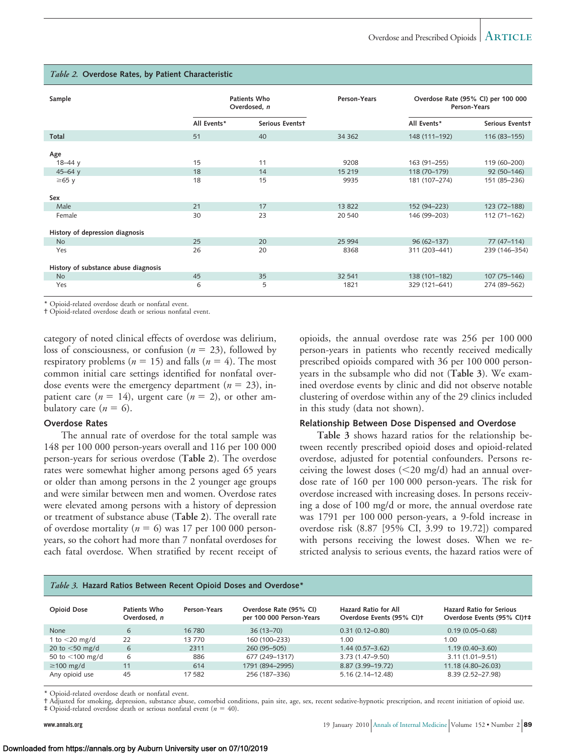*Table 2.* **Overdose Rates, by Patient Characteristic**

| Sample | Patients Who Overdosed, *n* | | Person-Years | Overdose Rate (95% CI) per 100 000 Person-Years | |
|---|---|---|---|---|---|
| | All Events* | Serious Events† | | All Events* | Serious Events† |
| **Total** | 51 | 40 | 34 362 | 148 (111–192) | 116 (83–155) |
| **Age** | | | | | |
| 18–44 y | 15 | 11 | 9208 | 163 (91–255) | 119 (60–200) |
| 45–64 y | 18 | 14 | 15 219 | 118 (70–179) | 92 (50–146) |
| ≥65 y | 18 | 15 | 9935 | 181 (107–274) | 151 (85–236) |
| **Sex** | | | | | |
| Male | 21 | 17 | 13 822 | 152 (94–223) | 123 (72–188) |
| Female | 30 | 23 | 20 540 | 146 (99–203) | 112 (71–162) |
| **History of depression diagnosis** | | | | | |
| No | 25 | 20 | 25 994 | 96 (62–137) | 77 (47–114) |
| Yes | 26 | 20 | 8368 | 311 (203–441) | 239 (146–354) |
| **History of substance abuse diagnosis** | | | | | |
| No | 45 | 35 | 32 541 | 138 (101–182) | 107 (75–146) |
| Yes | 6 | 5 | 1821 | 329 (121–641) | 274 (89–562) |

\* Opioid-related overdose death or nonfatal event.
† Opioid-related overdose death or serious nonfatal event.

category of noted clinical effects of overdose was delirium, loss of consciousness, or confusion ($n = 23$), followed by respiratory problems ($n = 15$) and falls ($n = 4$). The most common initial care settings identified for nonfatal overdose events were the emergency department ($n = 23$), inpatient care ($n = 14$), urgent care ($n = 2$), or other ambulatory care ($n = 6$).

### Overdose Rates

The annual rate of overdose for the total sample was 148 per 100 000 person-years overall and 116 per 100 000 person-years for serious overdose (**Table 2**). The overdose rates were somewhat higher among persons aged 65 years or older than among persons in the 2 younger age groups and were similar between men and women. Overdose rates were elevated among persons with a history of depression or treatment of substance abuse (**Table 2**). The overall rate of overdose mortality ($n = 6$) was 17 per 100 000 person-years, so the cohort had more than 7 nonfatal overdoses for each fatal overdose. When stratified by recent receipt of opioids, the annual overdose rate was 256 per 100 000 person-years in patients who recently received medically prescribed opioids compared with 36 per 100 000 person-years in the subsample who did not (**Table 3**). We examined overdose events by clinic and did not observe notable clustering of overdose within any of the 29 clinics included in this study (data not shown).

### Relationship Between Dose Dispensed and Overdose

**Table 3** shows hazard ratios for the relationship between recently prescribed opioid doses and opioid-related overdose, adjusted for potential confounders. Persons receiving the lowest doses (<20 mg/d) had an annual overdose rate of 160 per 100 000 person-years. The risk for overdose increased with increasing doses. In persons receiving a dose of 100 mg/d or more, the annual overdose rate was 1791 per 100 000 person-years, a 9-fold increase in overdose risk (8.87 [95% CI, 3.99 to 19.72]) compared with persons receiving the lowest doses. When we restricted analysis to serious events, the hazard ratios were of

*Table 3.* **Hazard Ratios Between Recent Opioid Doses and Overdose***

| Opioid Dose | Patients Who Overdosed, *n* | Person-Years | Overdose Rate (95% CI) per 100 000 Person-Years | Hazard Ratio for All Overdose Events (95% CI)† | Hazard Ratio for Serious Overdose Events (95% CI)†‡ |
|---|---|---|---|---|---|
| None | 6 | 16 780 | 36 (13–70) | 0.31 (0.12–0.80) | 0.19 (0.05–0.68) |
| 1 to <20 mg/d | 22 | 13 770 | 160 (100–233) | 1.00 | 1.00 |
| 20 to <50 mg/d | 6 | 2311 | 260 (95–505) | 1.44 (0.57–3.62) | 1.19 (0.40–3.60) |
| 50 to <100 mg/d | 6 | 886 | 677 (249–1317) | 3.73 (1.47–9.50) | 3.11 (1.01–9.51) |
| ≥100 mg/d | 11 | 614 | 1791 (894–2995) | 8.87 (3.99–19.72) | 11.18 (4.80–26.03) |
| Any opioid use | 45 | 17 582 | 256 (187–336) | 5.16 (2.14–12.48) | 8.39 (2.52–27.98) |

\* Opioid-related overdose death or nonfatal event.
† Adjusted for smoking, depression, substance abuse, comorbid conditions, pain site, age, sex, recent sedative-hypnotic prescription, and recent initiation of opioid use.
‡ Opioid-related overdose death or serious nonfatal event ($n = 40$).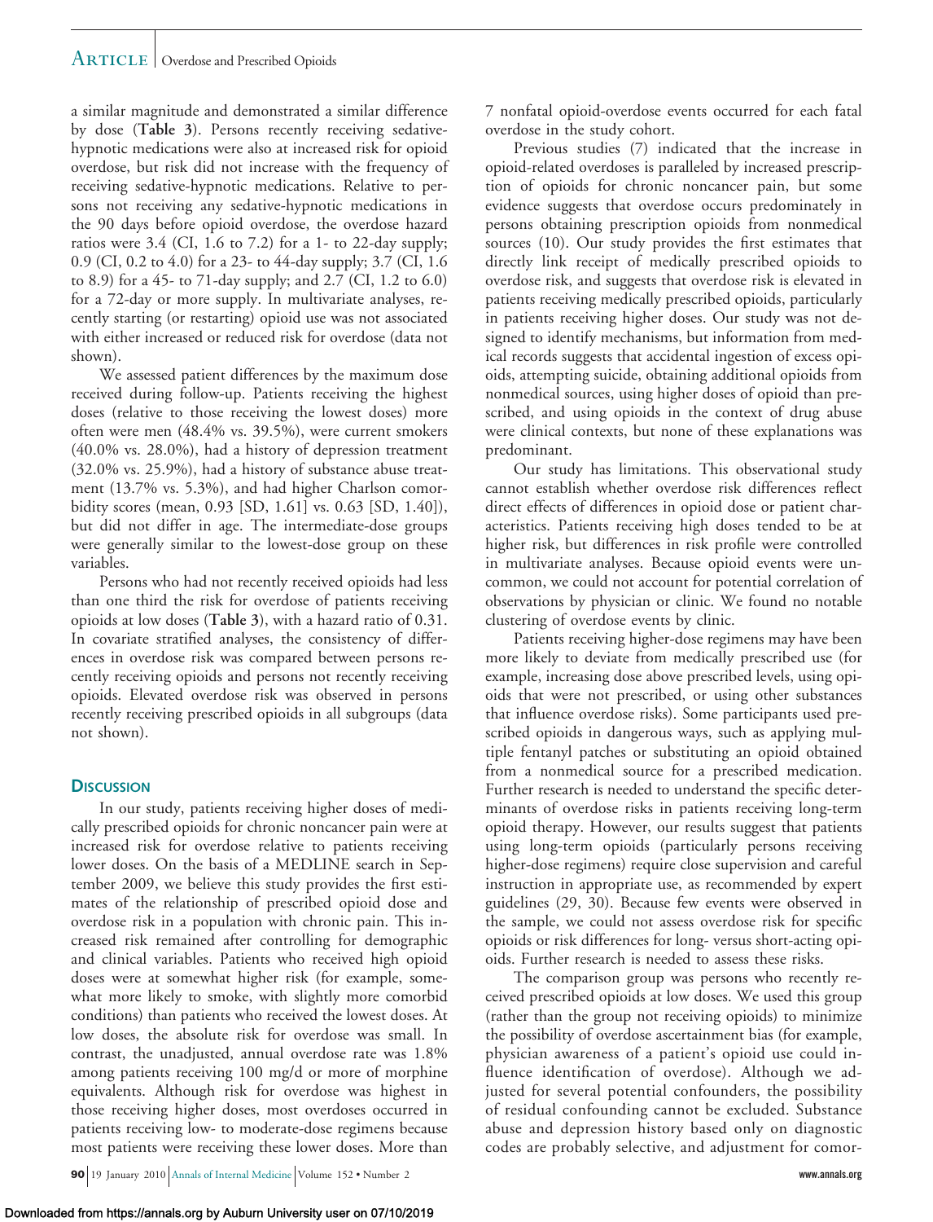a similar magnitude and demonstrated a similar difference by dose (**Table 3**). Persons recently receiving sedative-hypnotic medications were also at increased risk for opioid overdose, but risk did not increase with the frequency of receiving sedative-hypnotic medications. Relative to persons not receiving any sedative-hypnotic medications in the 90 days before opioid overdose, the overdose hazard ratios were 3.4 (CI, 1.6 to 7.2) for a 1- to 22-day supply; 0.9 (CI, 0.2 to 4.0) for a 23- to 44-day supply; 3.7 (CI, 1.6 to 8.9) for a 45- to 71-day supply; and 2.7 (CI, 1.2 to 6.0) for a 72-day or more supply. In multivariate analyses, recently starting (or restarting) opioid use was not associated with either increased or reduced risk for overdose (data not shown).

We assessed patient differences by the maximum dose received during follow-up. Patients receiving the highest doses (relative to those receiving the lowest doses) more often were men (48.4% vs. 39.5%), were current smokers (40.0% vs. 28.0%), had a history of depression treatment (32.0% vs. 25.9%), had a history of substance abuse treatment (13.7% vs. 5.3%), and had higher Charlson comorbidity scores (mean, 0.93 [SD, 1.61] vs. 0.63 [SD, 1.40]), but did not differ in age. The intermediate-dose groups were generally similar to the lowest-dose group on these variables.

Persons who had not recently received opioids had less than one third the risk for overdose of patients receiving opioids at low doses (**Table 3**), with a hazard ratio of 0.31. In covariate stratified analyses, the consistency of differences in overdose risk was compared between persons recently receiving opioids and persons not recently receiving opioids. Elevated overdose risk was observed in persons recently receiving prescribed opioids in all subgroups (data not shown).

## Discussion

In our study, patients receiving higher doses of medically prescribed opioids for chronic noncancer pain were at increased risk for overdose relative to patients receiving lower doses. On the basis of a MEDLINE search in September 2009, we believe this study provides the first estimates of the relationship of prescribed opioid dose and overdose risk in a population with chronic pain. This increased risk remained after controlling for demographic and clinical variables. Patients who received high opioid doses were at somewhat higher risk (for example, somewhat more likely to smoke, with slightly more comorbid conditions) than patients who received the lowest doses. At low doses, the absolute risk for overdose was small. In contrast, the unadjusted, annual overdose rate was 1.8% among patients receiving 100 mg/d or more of morphine equivalents. Although risk for overdose was highest in those receiving higher doses, most overdoses occurred in patients receiving low- to moderate-dose regimens because most patients were receiving these lower doses. More than 7 nonfatal opioid-overdose events occurred for each fatal overdose in the study cohort.

Previous studies (7) indicated that the increase in opioid-related overdoses is paralleled by increased prescription of opioids for chronic noncancer pain, but some evidence suggests that overdose occurs predominately in persons obtaining prescription opioids from nonmedical sources (10). Our study provides the first estimates that directly link receipt of medically prescribed opioids to overdose risk, and suggests that overdose risk is elevated in patients receiving medically prescribed opioids, particularly in patients receiving higher doses. Our study was not designed to identify mechanisms, but information from medical records suggests that accidental ingestion of excess opioids, attempting suicide, obtaining additional opioids from nonmedical sources, using higher doses of opioid than prescribed, and using opioids in the context of drug abuse were clinical contexts, but none of these explanations was predominant.

Our study has limitations. This observational study cannot establish whether overdose risk differences reflect direct effects of differences in opioid dose or patient characteristics. Patients receiving high doses tended to be at higher risk, but differences in risk profile were controlled in multivariate analyses. Because opioid events were uncommon, we could not account for potential correlation of observations by physician or clinic. We found no notable clustering of overdose events by clinic.

Patients receiving higher-dose regimens may have been more likely to deviate from medically prescribed use (for example, increasing dose above prescribed levels, using opioids that were not prescribed, or using other substances that influence overdose risks). Some participants used prescribed opioids in dangerous ways, such as applying multiple fentanyl patches or substituting an opioid obtained from a nonmedical source for a prescribed medication. Further research is needed to understand the specific determinants of overdose risks in patients receiving long-term opioid therapy. However, our results suggest that patients using long-term opioids (particularly persons receiving higher-dose regimens) require close supervision and careful instruction in appropriate use, as recommended by expert guidelines (29, 30). Because few events were observed in the sample, we could not assess overdose risk for specific opioids or risk differences for long- versus short-acting opioids. Further research is needed to assess these risks.

The comparison group was persons who recently received prescribed opioids at low doses. We used this group (rather than the group not receiving opioids) to minimize the possibility of overdose ascertainment bias (for example, physician awareness of a patient's opioid use could influence identification of overdose). Although we adjusted for several potential confounders, the possibility of residual confounding cannot be excluded. Substance abuse and depression history based only on diagnostic codes are probably selective, and adjustment for comor-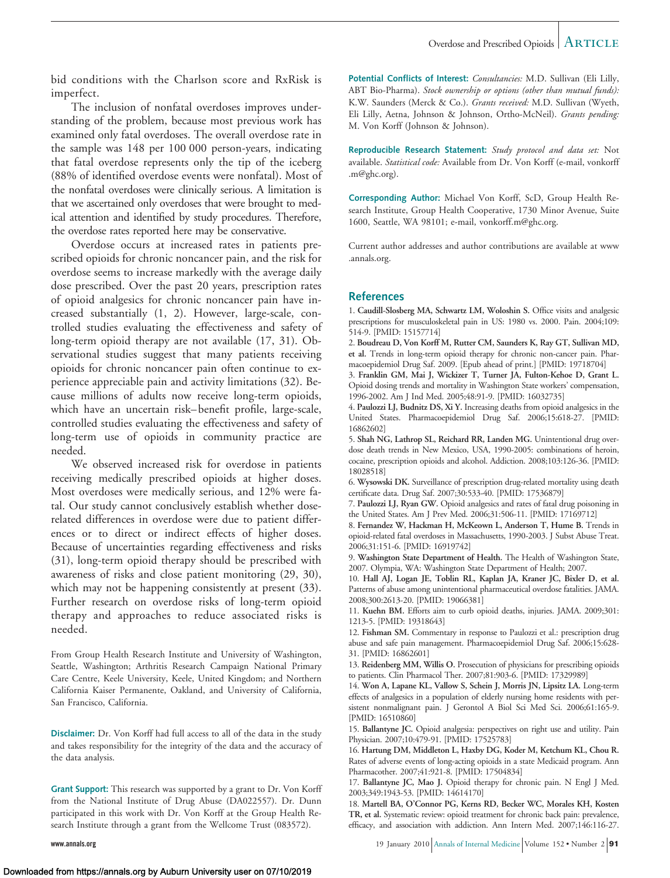bid conditions with the Charlson score and RxRisk is imperfect.

The inclusion of nonfatal overdoses improves understanding of the problem, because most previous work has examined only fatal overdoses. The overall overdose rate in the sample was 148 per 100 000 person-years, indicating that fatal overdose represents only the tip of the iceberg (88% of identified overdose events were nonfatal). Most of the nonfatal overdoses were clinically serious. A limitation is that we ascertained only overdoses that were brought to medical attention and identified by study procedures. Therefore, the overdose rates reported here may be conservative.

Overdose occurs at increased rates in patients prescribed opioids for chronic noncancer pain, and the risk for overdose seems to increase markedly with the average daily dose prescribed. Over the past 20 years, prescription rates of opioid analgesics for chronic noncancer pain have increased substantially (1, 2). However, large-scale, controlled studies evaluating the effectiveness and safety of long-term opioid therapy are not available (17, 31). Observational studies suggest that many patients receiving opioids for chronic noncancer pain often continue to experience appreciable pain and activity limitations (32). Because millions of adults now receive long-term opioids, which have an uncertain risk–benefit profile, large-scale, controlled studies evaluating the effectiveness and safety of long-term use of opioids in community practice are needed.

We observed increased risk for overdose in patients receiving medically prescribed opioids at higher doses. Most overdoses were medically serious, and 12% were fatal. Our study cannot conclusively establish whether dose-related differences in overdose were due to patient differences or to direct or indirect effects of higher doses. Because of uncertainties regarding effectiveness and risks (31), long-term opioid therapy should be prescribed with awareness of risks and close patient monitoring (29, 30), which may not be happening consistently at present (33). Further research on overdose risks of long-term opioid therapy and approaches to reduce associated risks is needed.

From Group Health Research Institute and University of Washington, Seattle, Washington; Arthritis Research Campaign National Primary Care Centre, Keele University, Keele, United Kingdom; and Northern California Kaiser Permanente, Oakland, and University of California, San Francisco, California.

**Disclaimer:** Dr. Von Korff had full access to all of the data in the study and takes responsibility for the integrity of the data and the accuracy of the data analysis.

**Grant Support:** This research was supported by a grant to Dr. Von Korff from the National Institute of Drug Abuse (DA022557). Dr. Dunn participated in this work with Dr. Von Korff at the Group Health Research Institute through a grant from the Wellcome Trust (083572).

**Potential Conflicts of Interest:** *Consultancies:* M.D. Sullivan (Eli Lilly, ABT Bio-Pharma). *Stock ownership or options (other than mutual funds):* K.W. Saunders (Merck & Co.). *Grants received:* M.D. Sullivan (Wyeth, Eli Lilly, Aetna, Johnson & Johnson, Ortho-McNeil). *Grants pending:* M. Von Korff (Johnson & Johnson).

**Reproducible Research Statement:** *Study protocol and data set:* Not available. *Statistical code:* Available from Dr. Von Korff (e-mail, vonkorff.m@ghc.org).

**Corresponding Author:** Michael Von Korff, ScD, Group Health Research Institute, Group Health Cooperative, 1730 Minor Avenue, Suite 1600, Seattle, WA 98101; e-mail, vonkorff.m@ghc.org.

Current author addresses and author contributions are available at www.annals.org.

## References

1. **Caudill-Slosberg MA, Schwartz LM, Woloshin S.** Office visits and analgesic prescriptions for musculoskeletal pain in US: 1980 vs. 2000. Pain. 2004;109:514-9. [PMID: 15157714]
2. **Boudreau D, Von Korff M, Rutter CM, Saunders K, Ray GT, Sullivan MD, et al.** Trends in long-term opioid therapy for chronic non-cancer pain. Pharmacoepidemiol Drug Saf. 2009. [Epub ahead of print.] [PMID: 19718704]
3. **Franklin GM, Mai J, Wickizer T, Turner JA, Fulton-Kehoe D, Grant L.** Opioid dosing trends and mortality in Washington State workers' compensation, 1996-2002. Am J Ind Med. 2005;48:91-9. [PMID: 16032735]
4. **Paulozzi LJ, Budnitz DS, Xi Y.** Increasing deaths from opioid analgesics in the United States. Pharmacoepidemiol Drug Saf. 2006;15:618-27. [PMID: 16862602]
5. **Shah NG, Lathrop SL, Reichard RR, Landen MG.** Unintentional drug overdose death trends in New Mexico, USA, 1990-2005: combinations of heroin, cocaine, prescription opioids and alcohol. Addiction. 2008;103:126-36. [PMID: 18028518]
6. **Wysowski DK.** Surveillance of prescription drug-related mortality using death certificate data. Drug Saf. 2007;30:533-40. [PMID: 17536879]
7. **Paulozzi LJ, Ryan GW.** Opioid analgesics and rates of fatal drug poisoning in the United States. Am J Prev Med. 2006;31:506-11. [PMID: 17169712]
8. **Fernandez W, Hackman H, McKeown L, Anderson T, Hume B.** Trends in opioid-related fatal overdoses in Massachusetts, 1990-2003. J Subst Abuse Treat. 2006;31:151-6. [PMID: 16919742]
9. **Washington State Department of Health.** The Health of Washington State, 2007. Olympia, WA: Washington State Department of Health; 2007.
10. **Hall AJ, Logan JE, Toblin RL, Kaplan JA, Kraner JC, Bixler D, et al.** Patterns of abuse among unintentional pharmaceutical overdose fatalities. JAMA. 2008;300:2613-20. [PMID: 19066381]
11. **Kuehn BM.** Efforts aim to curb opioid deaths, injuries. JAMA. 2009;301:1213-5. [PMID: 19318643]
12. **Fishman SM.** Commentary in response to Paulozzi et al.: prescription drug abuse and safe pain management. Pharmacoepidemiol Drug Saf. 2006;15:628-31. [PMID: 16862601]
13. **Reidenberg MM, Willis O.** Prosecution of physicians for prescribing opioids to patients. Clin Pharmacol Ther. 2007;81:903-6. [PMID: 17329989]
14. **Won A, Lapane KL, Vallow S, Schein J, Morris JN, Lipsitz LA.** Long-term effects of analgesics in a population of elderly nursing home residents with persistent nonmalignant pain. J Gerontol A Biol Sci Med Sci. 2006;61:165-9. [PMID: 16510860]
15. **Ballantyne JC.** Opioid analgesia: perspectives on right use and utility. Pain Physician. 2007;10:479-91. [PMID: 17525783]
16. **Hartung DM, Middleton L, Haxby DG, Koder M, Ketchum KL, Chou R.** Rates of adverse events of long-acting opioids in a state Medicaid program. Ann Pharmacother. 2007;41:921-8. [PMID: 17504834]
17. **Ballantyne JC, Mao J.** Opioid therapy for chronic pain. N Engl J Med. 2003;349:1943-53. [PMID: 14614170]
18. **Martell BA, O'Connor PG, Kerns RD, Becker WC, Morales KH, Kosten TR, et al.** Systematic review: opioid treatment for chronic back pain: prevalence, efficacy, and association with addiction. Ann Intern Med. 2007;146:116-27.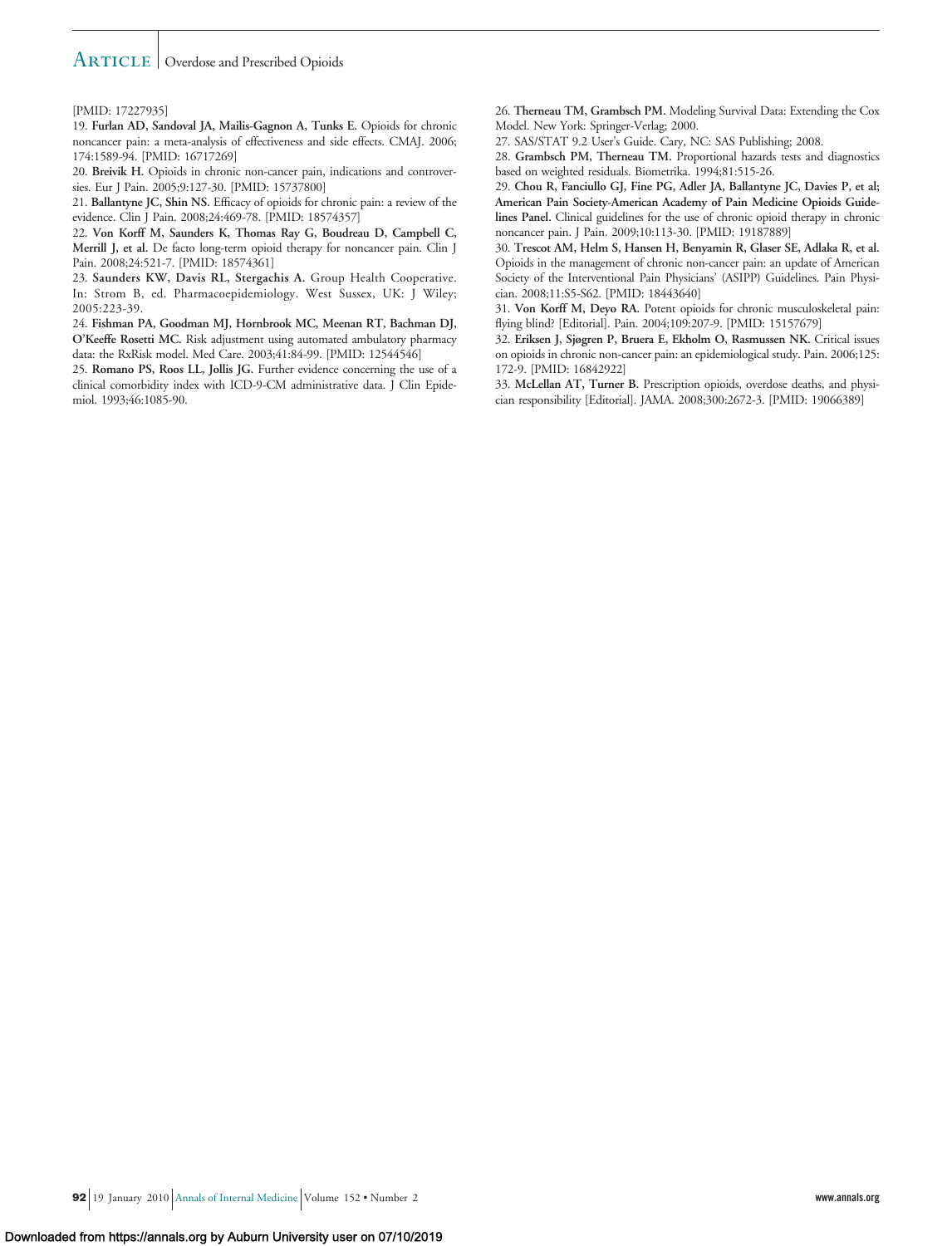[PMID: 17227935]

19. **Furlan AD, Sandoval JA, Mailis-Gagnon A, Tunks E.** Opioids for chronic noncancer pain: a meta-analysis of effectiveness and side effects. CMAJ. 2006; 174:1589-94. [PMID: 16717269]

20. **Breivik H.** Opioids in chronic non-cancer pain, indications and controversies. Eur J Pain. 2005;9:127-30. [PMID: 15737800]

21. **Ballantyne JC, Shin NS.** Efficacy of opioids for chronic pain: a review of the evidence. Clin J Pain. 2008;24:469-78. [PMID: 18574357]

22. **Von Korff M, Saunders K, Thomas Ray G, Boudreau D, Campbell C, Merrill J, et al.** De facto long-term opioid therapy for noncancer pain. Clin J Pain. 2008;24:521-7. [PMID: 18574361]

23. **Saunders KW, Davis RL, Stergachis A.** Group Health Cooperative. In: Strom B, ed. Pharmacoepidemiology. West Sussex, UK: J Wiley; 2005:223-39.

24. **Fishman PA, Goodman MJ, Hornbrook MC, Meenan RT, Bachman DJ, O'Keeffe Rosetti MC.** Risk adjustment using automated ambulatory pharmacy data: the RxRisk model. Med Care. 2003;41:84-99. [PMID: 12544546]

25. **Romano PS, Roos LL, Jollis JG.** Further evidence concerning the use of a clinical comorbidity index with ICD-9-CM administrative data. J Clin Epidemiol. 1993;46:1085-90.

26. **Therneau TM, Grambsch PM.** Modeling Survival Data: Extending the Cox Model. New York: Springer-Verlag; 2000.

27. SAS/STAT 9.2 User's Guide. Cary, NC: SAS Publishing; 2008.

28. **Grambsch PM, Therneau TM.** Proportional hazards tests and diagnostics based on weighted residuals. Biometrika. 1994;81:515-26.

29. **Chou R, Fanciullo GJ, Fine PG, Adler JA, Ballantyne JC, Davies P, et al; American Pain Society-American Academy of Pain Medicine Opioids Guidelines Panel.** Clinical guidelines for the use of chronic opioid therapy in chronic noncancer pain. J Pain. 2009;10:113-30. [PMID: 19187889]

30. **Trescot AM, Helm S, Hansen H, Benyamin R, Glaser SE, Adlaka R, et al.** Opioids in the management of chronic non-cancer pain: an update of American Society of the Interventional Pain Physicians' (ASIPP) Guidelines. Pain Physician. 2008;11:S5-S62. [PMID: 18443640]

31. **Von Korff M, Deyo RA.** Potent opioids for chronic musculoskeletal pain: flying blind? [Editorial]. Pain. 2004;109:207-9. [PMID: 15157679]

32. **Eriksen J, Sjøgren P, Bruera E, Ekholm O, Rasmussen NK.** Critical issues on opioids in chronic non-cancer pain: an epidemiological study. Pain. 2006;125: 172-9. [PMID: 16842922]

33. **McLellan AT, Turner B.** Prescription opioids, overdose deaths, and physician responsibility [Editorial]. JAMA. 2008;300:2672-3. [PMID: 19066389]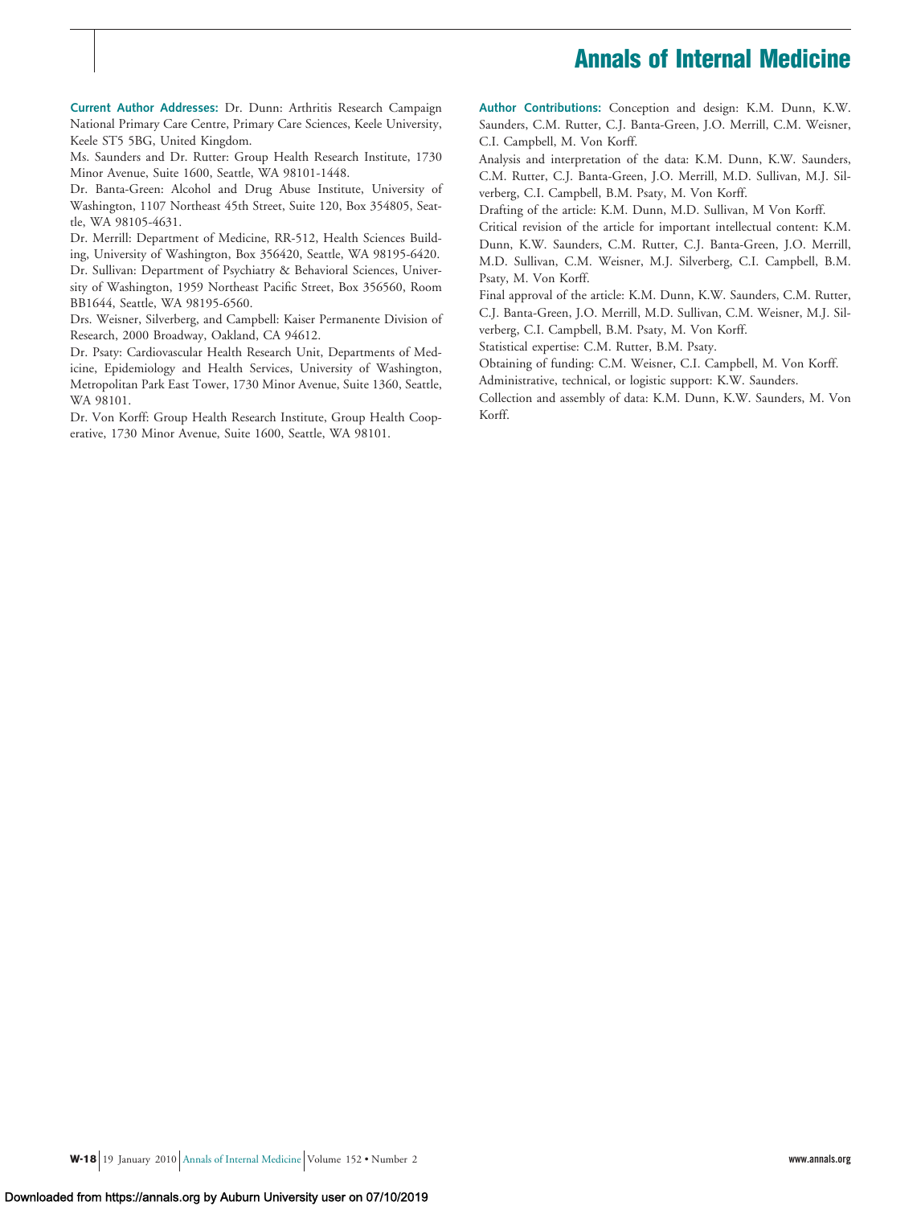**Current Author Addresses:** Dr. Dunn: Arthritis Research Campaign National Primary Care Centre, Primary Care Sciences, Keele University, Keele ST5 5BG, United Kingdom.

Ms. Saunders and Dr. Rutter: Group Health Research Institute, 1730 Minor Avenue, Suite 1600, Seattle, WA 98101-1448.

Dr. Banta-Green: Alcohol and Drug Abuse Institute, University of Washington, 1107 Northeast 45th Street, Suite 120, Box 354805, Seattle, WA 98105-4631.

Dr. Merrill: Department of Medicine, RR-512, Health Sciences Building, University of Washington, Box 356420, Seattle, WA 98195-6420.

Dr. Sullivan: Department of Psychiatry & Behavioral Sciences, University of Washington, 1959 Northeast Pacific Street, Box 356560, Room BB1644, Seattle, WA 98195-6560.

Drs. Weisner, Silverberg, and Campbell: Kaiser Permanente Division of Research, 2000 Broadway, Oakland, CA 94612.

Dr. Psaty: Cardiovascular Health Research Unit, Departments of Medicine, Epidemiology and Health Services, University of Washington, Metropolitan Park East Tower, 1730 Minor Avenue, Suite 1360, Seattle, WA 98101.

Dr. Von Korff: Group Health Research Institute, Group Health Cooperative, 1730 Minor Avenue, Suite 1600, Seattle, WA 98101.

**Author Contributions:** Conception and design: K.M. Dunn, K.W. Saunders, C.M. Rutter, C.J. Banta-Green, J.O. Merrill, C.M. Weisner, C.I. Campbell, M. Von Korff.

Analysis and interpretation of the data: K.M. Dunn, K.W. Saunders, C.M. Rutter, C.J. Banta-Green, J.O. Merrill, M.D. Sullivan, M.J. Silverberg, C.I. Campbell, B.M. Psaty, M. Von Korff.

Drafting of the article: K.M. Dunn, M.D. Sullivan, M Von Korff.

Critical revision of the article for important intellectual content: K.M. Dunn, K.W. Saunders, C.M. Rutter, C.J. Banta-Green, J.O. Merrill, M.D. Sullivan, C.M. Weisner, M.J. Silverberg, C.I. Campbell, B.M. Psaty, M. Von Korff.

Final approval of the article: K.M. Dunn, K.W. Saunders, C.M. Rutter, C.J. Banta-Green, J.O. Merrill, M.D. Sullivan, C.M. Weisner, M.J. Silverberg, C.I. Campbell, B.M. Psaty, M. Von Korff.

Statistical expertise: C.M. Rutter, B.M. Psaty.

Obtaining of funding: C.M. Weisner, C.I. Campbell, M. Von Korff.

Administrative, technical, or logistic support: K.W. Saunders.

Collection and assembly of data: K.M. Dunn, K.W. Saunders, M. Von Korff.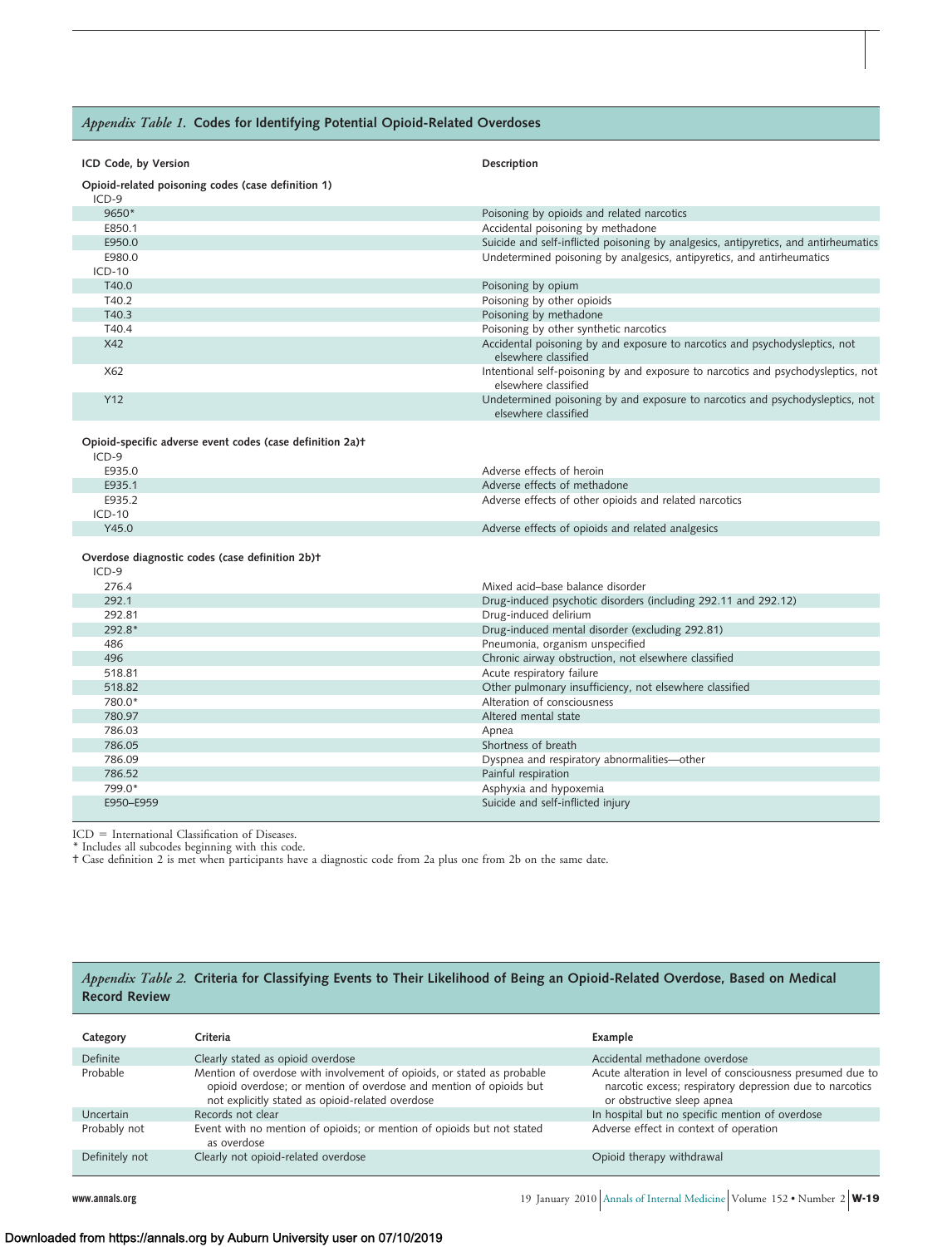*Appendix Table 1.* **Codes for Identifying Potential Opioid-Related Overdoses**

| ICD Code, by Version | Description |
|---|---|
| **Opioid-related poisoning codes (case definition 1)** | |
| ICD-9 | |
| 9650* | Poisoning by opioids and related narcotics |
| E850.1 | Accidental poisoning by methadone |
| E950.0 | Suicide and self-inflicted poisoning by analgesics, antipyretics, and antirheumatics |
| E980.0 | Undetermined poisoning by analgesics, antipyretics, and antirheumatics |
| ICD-10 | |
| T40.0 | Poisoning by opium |
| T40.2 | Poisoning by other opioids |
| T40.3 | Poisoning by methadone |
| T40.4 | Poisoning by other synthetic narcotics |
| X42 | Accidental poisoning by and exposure to narcotics and psychodysleptics, not elsewhere classified |
| X62 | Intentional self-poisoning by and exposure to narcotics and psychodysleptics, not elsewhere classified |
| Y12 | Undetermined poisoning by and exposure to narcotics and psychodysleptics, not elsewhere classified |
| **Opioid-specific adverse event codes (case definition 2a)†** | |
| ICD-9 | |
| E935.0 | Adverse effects of heroin |
| E935.1 | Adverse effects of methadone |
| E935.2 | Adverse effects of other opioids and related narcotics |
| ICD-10 | |
| Y45.0 | Adverse effects of opioids and related analgesics |
| **Overdose diagnostic codes (case definition 2b)†** | |
| ICD-9 | |
| 276.4 | Mixed acid–base balance disorder |
| 292.1 | Drug-induced psychotic disorders (including 292.11 and 292.12) |
| 292.81 | Drug-induced delirium |
| 292.8* | Drug-induced mental disorder (excluding 292.81) |
| 486 | Pneumonia, organism unspecified |
| 496 | Chronic airway obstruction, not elsewhere classified |
| 518.81 | Acute respiratory failure |
| 518.82 | Other pulmonary insufficiency, not elsewhere classified |
| 780.0* | Alteration of consciousness |
| 780.97 | Altered mental state |
| 786.03 | Apnea |
| 786.05 | Shortness of breath |
| 786.09 | Dyspnea and respiratory abnormalities—other |
| 786.52 | Painful respiration |
| 799.0* | Asphyxia and hypoxemia |
| E950–E959 | Suicide and self-inflicted injury |

ICD = International Classification of Diseases.
* Includes all subcodes beginning with this code.
† Case definition 2 is met when participants have a diagnostic code from 2a plus one from 2b on the same date.

*Appendix Table 2.* **Criteria for Classifying Events to Their Likelihood of Being an Opioid-Related Overdose, Based on Medical Record Review**

| Category | Criteria | Example |
|---|---|---|
| Definite | Clearly stated as opioid overdose | Accidental methadone overdose |
| Probable | Mention of overdose with involvement of opioids, or stated as probable opioid overdose; or mention of overdose and mention of opioids but not explicitly stated as opioid-related overdose | Acute alteration in level of consciousness presumed due to narcotic excess; respiratory depression due to narcotics or obstructive sleep apnea |
| Uncertain | Records not clear | In hospital but no specific mention of overdose |
| Probably not | Event with no mention of opioids; or mention of opioids but not stated as overdose | Adverse effect in context of operation |
| Definitely not | Clearly not opioid-related overdose | Opioid therapy withdrawal |